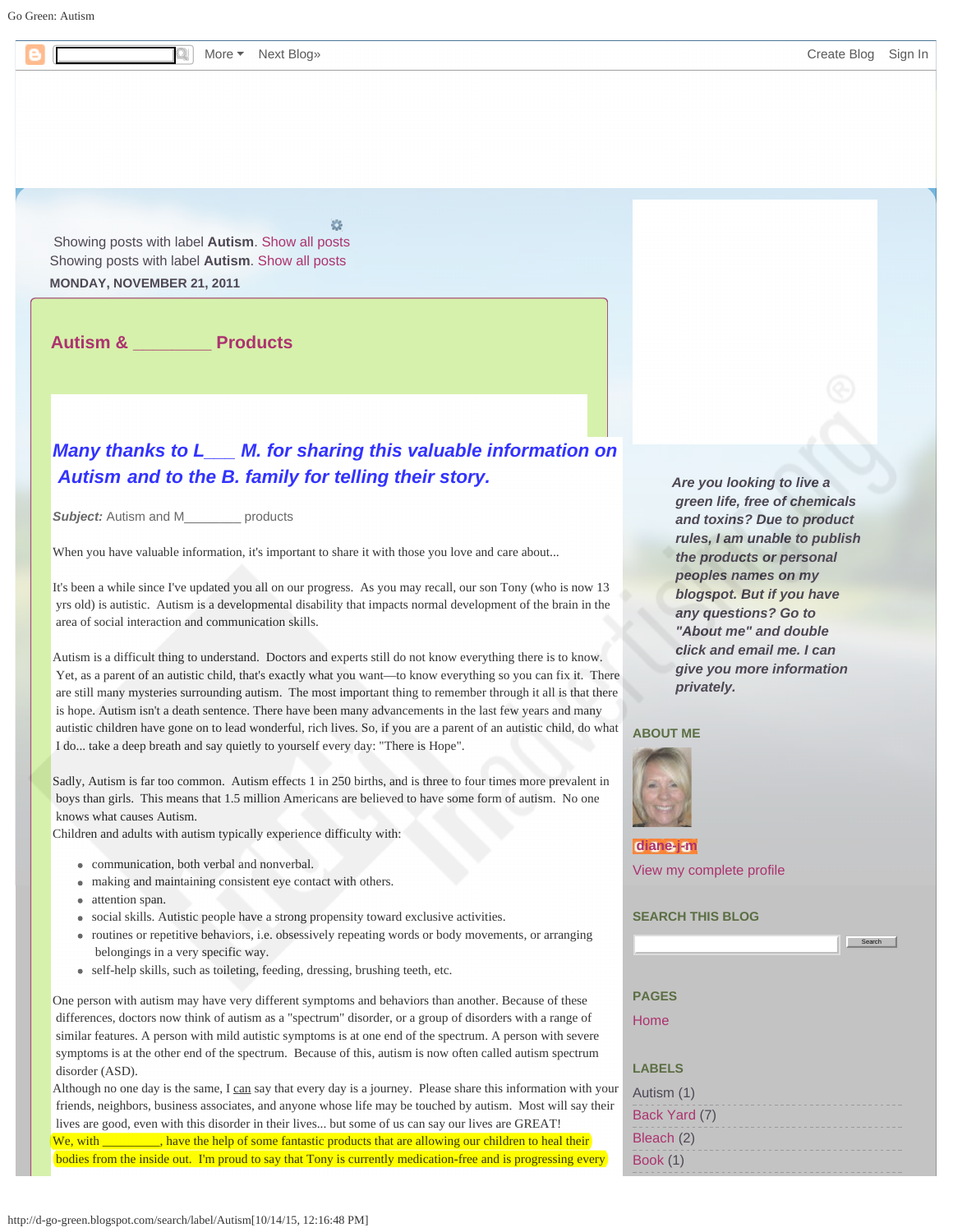Showing posts with label **Autism**. Show all posts

Showing posts with label **Autism**. Show all posts

**MONDAY, NOVEMBER 21, 2011**

## Autism & ________ Products

### *Many thanks to L___ M. for sharing this valuable information on Autism and to the B. family for telling their story.*

***Subject:*** Autism and M________ products

When you have valuable information, it's important to share it with those you love and care about...

It's been a while since I've updated you all on our progress. As you may recall, our son Tony (who is now 13 yrs old) is autistic. Autism is a developmental disability that impacts normal development of the brain in the area of social interaction and communication skills.

Autism is a difficult thing to understand. Doctors and experts still do not know everything there is to know. Yet, as a parent of an autistic child, that's exactly what you want—to know everything so you can fix it. There are still many mysteries surrounding autism. The most important thing to remember through it all is that there is hope. Autism isn't a death sentence. There have been many advancements in the last few years and many autistic children have gone on to lead wonderful, rich lives. So, if you are a parent of an autistic child, do what I do... take a deep breath and say quietly to yourself every day: "There is Hope".

Sadly, Autism is far too common. Autism effects 1 in 250 births, and is three to four times more prevalent in boys than girls. This means that 1.5 million Americans are believed to have some form of autism. No one knows what causes Autism.

Children and adults with autism typically experience difficulty with:

- communication, both verbal and nonverbal.
- making and maintaining consistent eye contact with others.
- attention span.
- social skills. Autistic people have a strong propensity toward exclusive activities.
- routines or repetitive behaviors, i.e. obsessively repeating words or body movements, or arranging belongings in a very specific way.
- self-help skills, such as toileting, feeding, dressing, brushing teeth, etc.

One person with autism may have very different symptoms and behaviors than another. Because of these differences, doctors now think of autism as a "spectrum" disorder, or a group of disorders with a range of similar features. A person with mild autistic symptoms is at one end of the spectrum. A person with severe symptoms is at the other end of the spectrum. Because of this, autism is now often called autism spectrum disorder (ASD).

Although no one day is the same, I can say that every day is a journey. Please share this information with your friends, neighbors, business associates, and anyone whose life may be touched by autism. Most will say their lives are good, even with this disorder in their lives... but some of us can say our lives are GREAT!

We, with _________, have the help of some fantastic products that are allowing our children to heal their bodies from the inside out. I'm proud to say that Tony is currently medication-free and is progressing every

***Are you looking to live a green life, free of chemicals and toxins? Due to product rules, I am unable to publish the products or personal peoples names on my blogspot. But if you have any questions? Go to "About me" and double click and email me. I can give you more information privately.***

**ABOUT ME**

diane-j-m

View my complete profile

**SEARCH THIS BLOG**

**PAGES**

Home

**LABELS**

Autism (1)

Back Yard (7)

Bleach (2)

Book (1)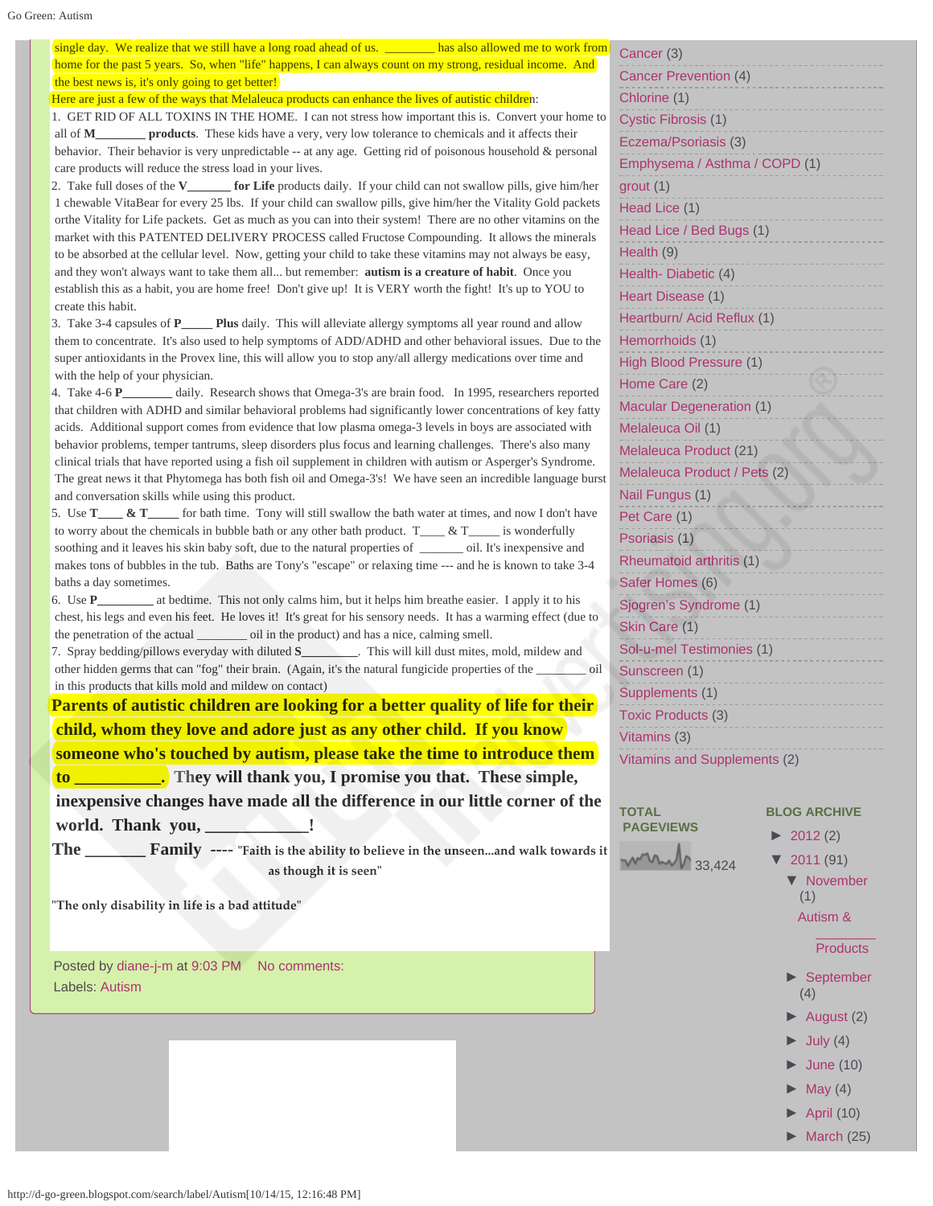single day. We realize that we still have a long road ahead of us. ________ has also allowed me to work from home for the past 5 years. So, when "life" happens, I can always count on my strong, residual income. And the best news is, it's only going to get better!

Here are just a few of the ways that Melaleuca products can enhance the lives of autistic children:

1. GET RID OF ALL TOXINS IN THE HOME. I can not stress how important this is. Convert your home to all of **M________ products**. These kids have a very, very low tolerance to chemicals and it affects their behavior. Their behavior is very unpredictable -- at any age. Getting rid of poisonous household & personal care products will reduce the stress load in your lives.
2. Take full doses of the **V_______ for Life** products daily. If your child can not swallow pills, give him/her 1 chewable VitaBear for every 25 lbs. If your child can swallow pills, give him/her the Vitality Gold packets orthe Vitality for Life packets. Get as much as you can into their system! There are no other vitamins on the market with this PATENTED DELIVERY PROCESS called Fructose Compounding. It allows the minerals to be absorbed at the cellular level. Now, getting your child to take these vitamins may not always be easy, and they won't always want to take them all... but remember: **autism is a creature of habit**. Once you establish this as a habit, you are home free! Don't give up! It is VERY worth the fight! It's up to YOU to create this habit.
3. Take 3-4 capsules of **P_____ Plus** daily. This will alleviate allergy symptoms all year round and allow them to concentrate. It's also used to help symptoms of ADD/ADHD and other behavioral issues. Due to the super antioxidants in the Provex line, this will allow you to stop any/all allergy medications over time and with the help of your physician.
4. Take 4-6 **P________** daily. Research shows that Omega-3's are brain food. In 1995, researchers reported that children with ADHD and similar behavioral problems had significantly lower concentrations of key fatty acids. Additional support comes from evidence that low plasma omega-3 levels in boys are associated with behavior problems, temper tantrums, sleep disorders plus focus and learning challenges. There's also many clinical trials that have reported using a fish oil supplement in children with autism or Asperger's Syndrome. The great news it that Phytomega has both fish oil and Omega-3's! We have seen an incredible language burst and conversation skills while using this product.
5. Use **T____ & T_____** for bath time. Tony will still swallow the bath water at times, and now I don't have to worry about the chemicals in bubble bath or any other bath product. T____ & T_____ is wonderfully soothing and it leaves his skin baby soft, due to the natural properties of _______ oil. It's inexpensive and makes tons of bubbles in the tub. Baths are Tony's "escape" or relaxing time --- and he is known to take 3-4 baths a day sometimes.
6. Use **P_________** at bedtime. This not only calms him, but it helps him breathe easier. I apply it to his chest, his legs and even his feet. He loves it! It's great for his sensory needs. It has a warming effect (due to the penetration of the actual ________ oil in the product) and has a nice, calming smell.
7. Spray bedding/pillows everyday with diluted **S_________**. This will kill dust mites, mold, mildew and other hidden germs that can "fog" their brain. (Again, it's the natural fungicide properties of the ________ oil in this products that kills mold and mildew on contact)

**Parents of autistic children are looking for a better quality of life for their child, whom they love and adore just as any other child. If you know someone who's touched by autism, please take the time to introduce them to __________. They will thank you, I promise you that. These simple, inexpensive changes have made all the difference in our little corner of the world. Thank you, ____________!**

**The _______ Family ----** "Faith is the ability to believe in the unseen...and walk towards it as though it is seen"

"The only disability in life is a bad attitude"

Posted by diane-j-m at 9:03 PM No comments:

Labels: Autism

Cancer (3)
Cancer Prevention (4)
Chlorine (1)
Cystic Fibrosis (1)
Eczema/Psoriasis (3)
Emphysema / Asthma / COPD (1)
grout (1)
Head Lice (1)
Head Lice / Bed Bugs (1)
Health (9)
Health- Diabetic (4)
Heart Disease (1)
Heartburn/ Acid Reflux (1)
Hemorrhoids (1)
High Blood Pressure (1)
Home Care (2)
Macular Degeneration (1)
Melaleuca Oil (1)
Melaleuca Product (21)
Melaleuca Product / Pets (2)
Nail Fungus (1)
Pet Care (1)
Psoriasis (1)
Rheumatoid arthritis (1)
Safer Homes (6)
Sjogren's Syndrome (1)
Skin Care (1)
Sol-u-mel Testimonies (1)
Sunscreen (1)
Supplements (1)
Toxic Products (3)
Vitamins (3)
Vitamins and Supplements (2)

TOTAL PAGEVIEWS

33,424

BLOG ARCHIVE

- ► 2012 (2)
- ▼ 2011 (91)
  - ▼ November (1)
    - Autism & Products
  - ► September (4)
  - ► August (2)
  - ► July (4)
  - ► June (10)
  - ► May (4)
  - ► April (10)
  - ► March (25)